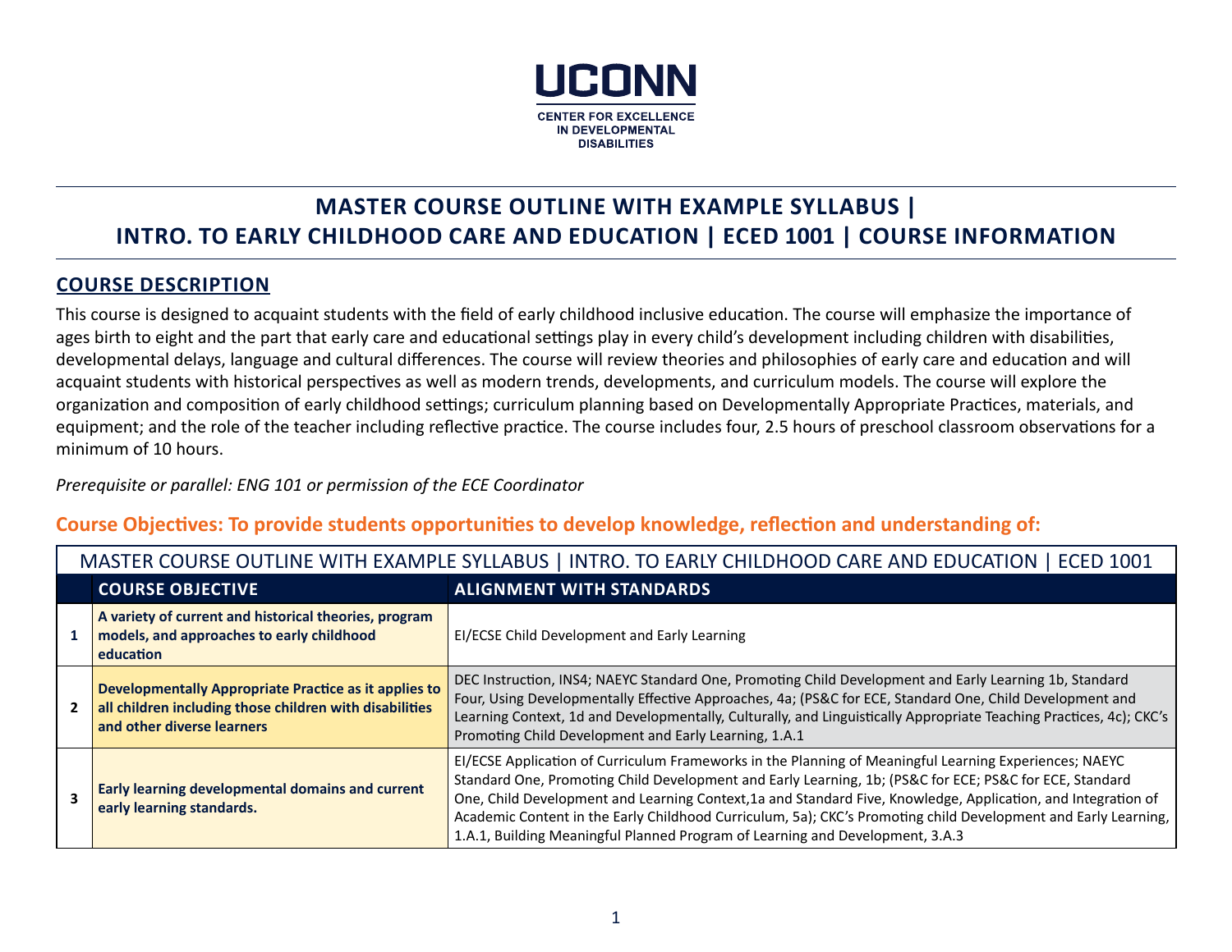UCONN

CENTER FOR EXCELLENCE IN DEVELOPMENTAL DISABILITIES

# MASTER COURSE OUTLINE WITH EXAMPLE SYLLABUS | INTRO. TO EARLY CHILDHOOD CARE AND EDUCATION | ECED 1001 | COURSE INFORMATION

## COURSE DESCRIPTION

This course is designed to acquaint students with the field of early childhood inclusive education. The course will emphasize the importance of ages birth to eight and the part that early care and educational settings play in every child's development including children with disabilities, developmental delays, language and cultural differences. The course will review theories and philosophies of early care and education and will acquaint students with historical perspectives as well as modern trends, developments, and curriculum models. The course will explore the organization and composition of early childhood settings; curriculum planning based on Developmentally Appropriate Practices, materials, and equipment; and the role of the teacher including reflective practice. The course includes four, 2.5 hours of preschool classroom observations for a minimum of 10 hours.

*Prerequisite or parallel: ENG 101 or permission of the ECE Coordinator*

### Course Objectives: To provide students opportunities to develop knowledge, reflection and understanding of:

MASTER COURSE OUTLINE WITH EXAMPLE SYLLABUS | INTRO. TO EARLY CHILDHOOD CARE AND EDUCATION | ECED 1001

| | COURSE OBJECTIVE | ALIGNMENT WITH STANDARDS |
|---|---|---|
| 1 | **A variety of current and historical theories, program models, and approaches to early childhood education** | EI/ECSE Child Development and Early Learning |
| 2 | **Developmentally Appropriate Practice as it applies to all children including those children with disabilities and other diverse learners** | DEC Instruction, INS4; NAEYC Standard One, Promoting Child Development and Early Learning 1b, Standard Four, Using Developmentally Effective Approaches, 4a; (PS&C for ECE, Standard One, Child Development and Learning Context, 1d and Developmentally, Culturally, and Linguistically Appropriate Teaching Practices, 4c); CKC's Promoting Child Development and Early Learning, 1.A.1 |
| 3 | **Early learning developmental domains and current early learning standards.** | EI/ECSE Application of Curriculum Frameworks in the Planning of Meaningful Learning Experiences; NAEYC Standard One, Promoting Child Development and Early Learning, 1b; (PS&C for ECE; PS&C for ECE, Standard One, Child Development and Learning Context,1a and Standard Five, Knowledge, Application, and Integration of Academic Content in the Early Childhood Curriculum, 5a); CKC's Promoting child Development and Early Learning, 1.A.1, Building Meaningful Planned Program of Learning and Development, 3.A.3 |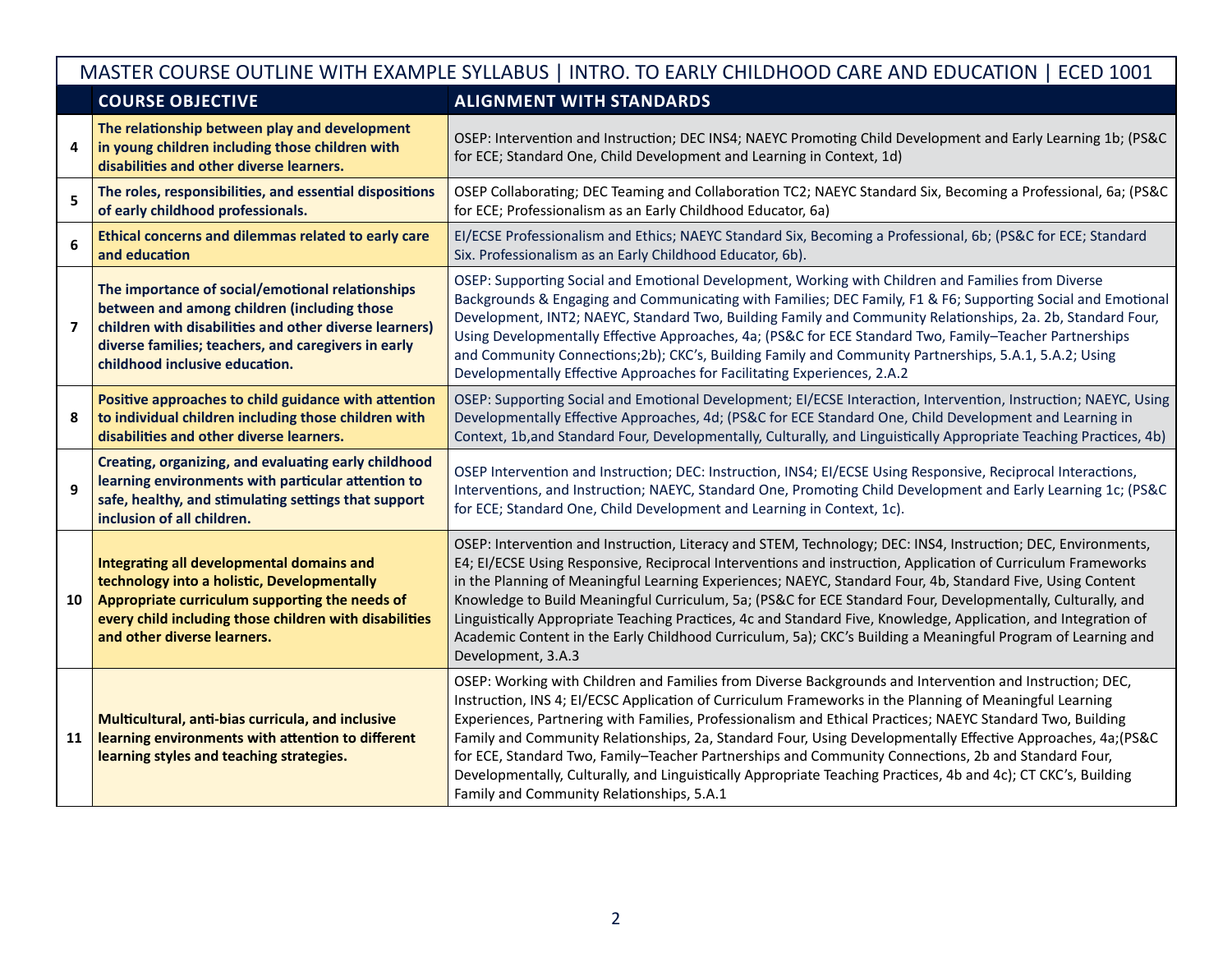| | MASTER COURSE OUTLINE WITH EXAMPLE SYLLABUS \| INTRO. TO EARLY CHILDHOOD CARE AND EDUCATION \| ECED 1001 | |
|---|---|---|
| | **COURSE OBJECTIVE** | **ALIGNMENT WITH STANDARDS** |
| 4 | **The relationship between play and development in young children including those children with disabilities and other diverse learners.** | OSEP: Intervention and Instruction; DEC INS4; NAEYC Promoting Child Development and Early Learning 1b; (PS&C for ECE; Standard One, Child Development and Learning in Context, 1d) |
| 5 | **The roles, responsibilities, and essential dispositions of early childhood professionals.** | OSEP Collaborating; DEC Teaming and Collaboration TC2; NAEYC Standard Six, Becoming a Professional, 6a; (PS&C for ECE; Professionalism as an Early Childhood Educator, 6a) |
| 6 | **Ethical concerns and dilemmas related to early care and education** | EI/ECSE Professionalism and Ethics; NAEYC Standard Six, Becoming a Professional, 6b; (PS&C for ECE; Standard Six. Professionalism as an Early Childhood Educator, 6b). |
| 7 | **The importance of social/emotional relationships between and among children (including those children with disabilities and other diverse learners) diverse families; teachers, and caregivers in early childhood inclusive education.** | OSEP: Supporting Social and Emotional Development, Working with Children and Families from Diverse Backgrounds & Engaging and Communicating with Families; DEC Family, F1 & F6; Supporting Social and Emotional Development, INT2; NAEYC, Standard Two, Building Family and Community Relationships, 2a. 2b, Standard Four, Using Developmentally Effective Approaches, 4a; (PS&C for ECE Standard Two, Family–Teacher Partnerships and Community Connections;2b); CKC's, Building Family and Community Partnerships, 5.A.1, 5.A.2; Using Developmentally Effective Approaches for Facilitating Experiences, 2.A.2 |
| 8 | **Positive approaches to child guidance with attention to individual children including those children with disabilities and other diverse learners.** | OSEP: Supporting Social and Emotional Development; EI/ECSE Interaction, Intervention, Instruction; NAEYC, Using Developmentally Effective Approaches, 4d; (PS&C for ECE Standard One, Child Development and Learning in Context, 1b,and Standard Four, Developmentally, Culturally, and Linguistically Appropriate Teaching Practices, 4b) |
| 9 | **Creating, organizing, and evaluating early childhood learning environments with particular attention to safe, healthy, and stimulating settings that support inclusion of all children.** | OSEP Intervention and Instruction; DEC: Instruction, INS4; EI/ECSE Using Responsive, Reciprocal Interactions, Interventions, and Instruction; NAEYC, Standard One, Promoting Child Development and Early Learning 1c; (PS&C for ECE; Standard One, Child Development and Learning in Context, 1c). |
| 10 | **Integrating all developmental domains and technology into a holistic, Developmentally Appropriate curriculum supporting the needs of every child including those children with disabilities and other diverse learners.** | OSEP: Intervention and Instruction, Literacy and STEM, Technology; DEC: INS4, Instruction; DEC, Environments, E4; EI/ECSE Using Responsive, Reciprocal Interventions and instruction, Application of Curriculum Frameworks in the Planning of Meaningful Learning Experiences; NAEYC, Standard Four, 4b, Standard Five, Using Content Knowledge to Build Meaningful Curriculum, 5a; (PS&C for ECE Standard Four, Developmentally, Culturally, and Linguistically Appropriate Teaching Practices, 4c and Standard Five, Knowledge, Application, and Integration of Academic Content in the Early Childhood Curriculum, 5a); CKC's Building a Meaningful Program of Learning and Development, 3.A.3 |
| 11 | **Multicultural, anti-bias curricula, and inclusive learning environments with attention to different learning styles and teaching strategies.** | OSEP: Working with Children and Families from Diverse Backgrounds and Intervention and Instruction; DEC, Instruction, INS 4; EI/ECSC Application of Curriculum Frameworks in the Planning of Meaningful Learning Experiences, Partnering with Families, Professionalism and Ethical Practices; NAEYC Standard Two, Building Family and Community Relationships, 2a, Standard Four, Using Developmentally Effective Approaches, 4a;(PS&C for ECE, Standard Two, Family–Teacher Partnerships and Community Connections, 2b and Standard Four, Developmentally, Culturally, and Linguistically Appropriate Teaching Practices, 4b and 4c); CT CKC's, Building Family and Community Relationships, 5.A.1 |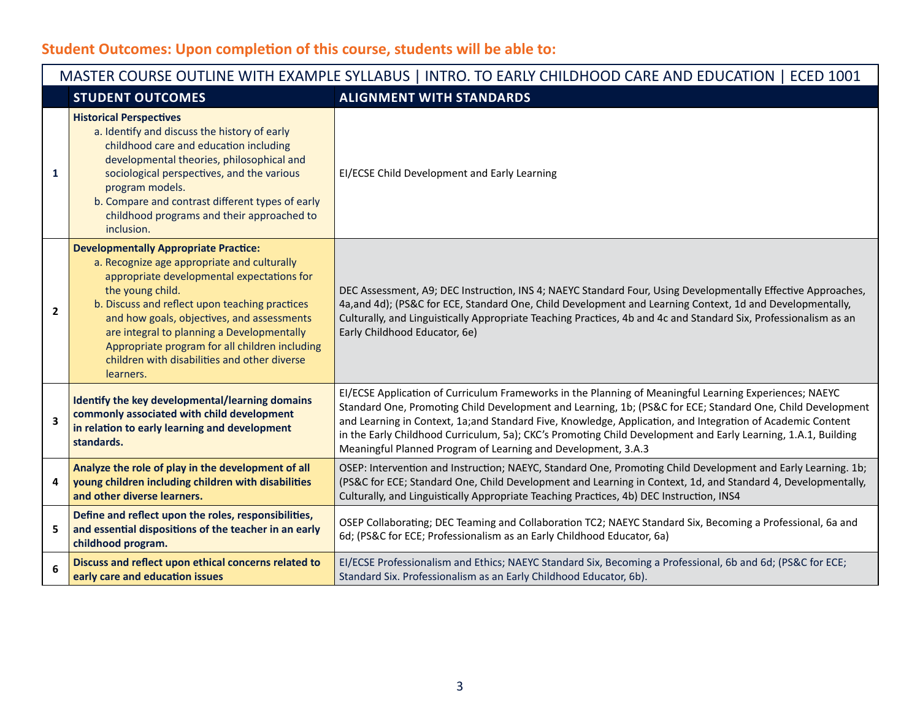## Student Outcomes: Upon completion of this course, students will be able to:

| MASTER COURSE OUTLINE WITH EXAMPLE SYLLABUS \| INTRO. TO EARLY CHILDHOOD CARE AND EDUCATION \| ECED 1001 | | |
|---|---|---|
| | **STUDENT OUTCOMES** | **ALIGNMENT WITH STANDARDS** |
| **1** | **Historical Perspectives**<br>a. Identify and discuss the history of early childhood care and education including developmental theories, philosophical and sociological perspectives, and the various program models.<br>b. Compare and contrast different types of early childhood programs and their approached to inclusion. | EI/ECSE Child Development and Early Learning |
| **2** | **Developmentally Appropriate Practice:**<br>a. Recognize age appropriate and culturally appropriate developmental expectations for the young child.<br>b. Discuss and reflect upon teaching practices and how goals, objectives, and assessments are integral to planning a Developmentally Appropriate program for all children including children with disabilities and other diverse learners. | DEC Assessment, A9; DEC Instruction, INS 4; NAEYC Standard Four, Using Developmentally Effective Approaches, 4a,and 4d); (PS&C for ECE, Standard One, Child Development and Learning Context, 1d and Developmentally, Culturally, and Linguistically Appropriate Teaching Practices, 4b and 4c and Standard Six, Professionalism as an Early Childhood Educator, 6e) |
| **3** | **Identify the key developmental/learning domains commonly associated with child development in relation to early learning and development standards.** | EI/ECSE Application of Curriculum Frameworks in the Planning of Meaningful Learning Experiences; NAEYC Standard One, Promoting Child Development and Learning, 1b; (PS&C for ECE; Standard One, Child Development and Learning in Context, 1a;and Standard Five, Knowledge, Application, and Integration of Academic Content in the Early Childhood Curriculum, 5a); CKC's Promoting Child Development and Early Learning, 1.A.1, Building Meaningful Planned Program of Learning and Development, 3.A.3 |
| **4** | **Analyze the role of play in the development of all young children including children with disabilities and other diverse learners.** | OSEP: Intervention and Instruction; NAEYC, Standard One, Promoting Child Development and Early Learning. 1b; (PS&C for ECE; Standard One, Child Development and Learning in Context, 1d, and Standard 4, Developmentally, Culturally, and Linguistically Appropriate Teaching Practices, 4b) DEC Instruction, INS4 |
| **5** | **Define and reflect upon the roles, responsibilities, and essential dispositions of the teacher in an early childhood program.** | OSEP Collaborating; DEC Teaming and Collaboration TC2; NAEYC Standard Six, Becoming a Professional, 6a and 6d; (PS&C for ECE; Professionalism as an Early Childhood Educator, 6a) |
| **6** | **Discuss and reflect upon ethical concerns related to early care and education issues** | EI/ECSE Professionalism and Ethics; NAEYC Standard Six, Becoming a Professional, 6b and 6d; (PS&C for ECE; Standard Six. Professionalism as an Early Childhood Educator, 6b). |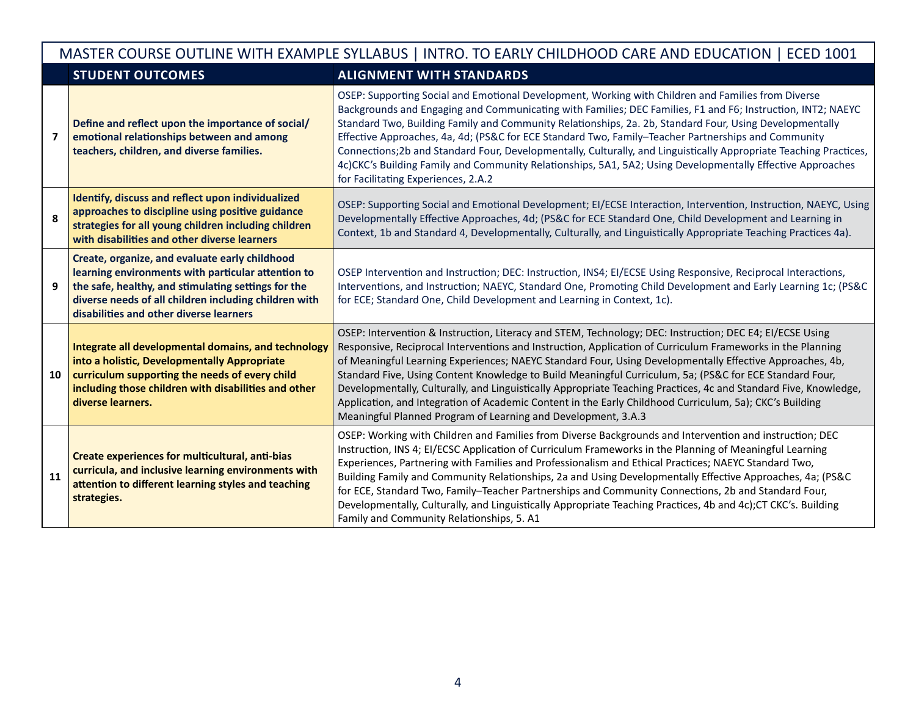MASTER COURSE OUTLINE WITH EXAMPLE SYLLABUS | INTRO. TO EARLY CHILDHOOD CARE AND EDUCATION | ECED 1001

| | STUDENT OUTCOMES | ALIGNMENT WITH STANDARDS |
|---|---|---|
| 7 | **Define and reflect upon the importance of social/ emotional relationships between and among teachers, children, and diverse families.** | OSEP: Supporting Social and Emotional Development, Working with Children and Families from Diverse Backgrounds and Engaging and Communicating with Families; DEC Families, F1 and F6; Instruction, INT2; NAEYC Standard Two, Building Family and Community Relationships, 2a. 2b, Standard Four, Using Developmentally Effective Approaches, 4a, 4d; (PS&C for ECE Standard Two, Family–Teacher Partnerships and Community Connections;2b and Standard Four, Developmentally, Culturally, and Linguistically Appropriate Teaching Practices, 4c)CKC's Building Family and Community Relationships, 5A1, 5A2; Using Developmentally Effective Approaches for Facilitating Experiences, 2.A.2 |
| 8 | **Identify, discuss and reflect upon individualized approaches to discipline using positive guidance strategies for all young children including children with disabilities and other diverse learners** | OSEP: Supporting Social and Emotional Development; EI/ECSE Interaction, Intervention, Instruction, NAEYC, Using Developmentally Effective Approaches, 4d; (PS&C for ECE Standard One, Child Development and Learning in Context, 1b and Standard 4, Developmentally, Culturally, and Linguistically Appropriate Teaching Practices 4a). |
| 9 | **Create, organize, and evaluate early childhood learning environments with particular attention to the safe, healthy, and stimulating settings for the diverse needs of all children including children with disabilities and other diverse learners** | OSEP Intervention and Instruction; DEC: Instruction, INS4; EI/ECSE Using Responsive, Reciprocal Interactions, Interventions, and Instruction; NAEYC, Standard One, Promoting Child Development and Early Learning 1c; (PS&C for ECE; Standard One, Child Development and Learning in Context, 1c). |
| 10 | **Integrate all developmental domains, and technology into a holistic, Developmentally Appropriate curriculum supporting the needs of every child including those children with disabilities and other diverse learners.** | OSEP: Intervention & Instruction, Literacy and STEM, Technology; DEC: Instruction; DEC E4; EI/ECSE Using Responsive, Reciprocal Interventions and Instruction, Application of Curriculum Frameworks in the Planning of Meaningful Learning Experiences; NAEYC Standard Four, Using Developmentally Effective Approaches, 4b, Standard Five, Using Content Knowledge to Build Meaningful Curriculum, 5a; (PS&C for ECE Standard Four, Developmentally, Culturally, and Linguistically Appropriate Teaching Practices, 4c and Standard Five, Knowledge, Application, and Integration of Academic Content in the Early Childhood Curriculum, 5a); CKC's Building Meaningful Planned Program of Learning and Development, 3.A.3 |
| 11 | **Create experiences for multicultural, anti-bias curricula, and inclusive learning environments with attention to different learning styles and teaching strategies.** | OSEP: Working with Children and Families from Diverse Backgrounds and Intervention and instruction; DEC Instruction, INS 4; EI/ECSC Application of Curriculum Frameworks in the Planning of Meaningful Learning Experiences, Partnering with Families and Professionalism and Ethical Practices; NAEYC Standard Two, Building Family and Community Relationships, 2a and Using Developmentally Effective Approaches, 4a; (PS&C for ECE, Standard Two, Family–Teacher Partnerships and Community Connections, 2b and Standard Four, Developmentally, Culturally, and Linguistically Appropriate Teaching Practices, 4b and 4c);CT CKC's. Building Family and Community Relationships, 5. A1 |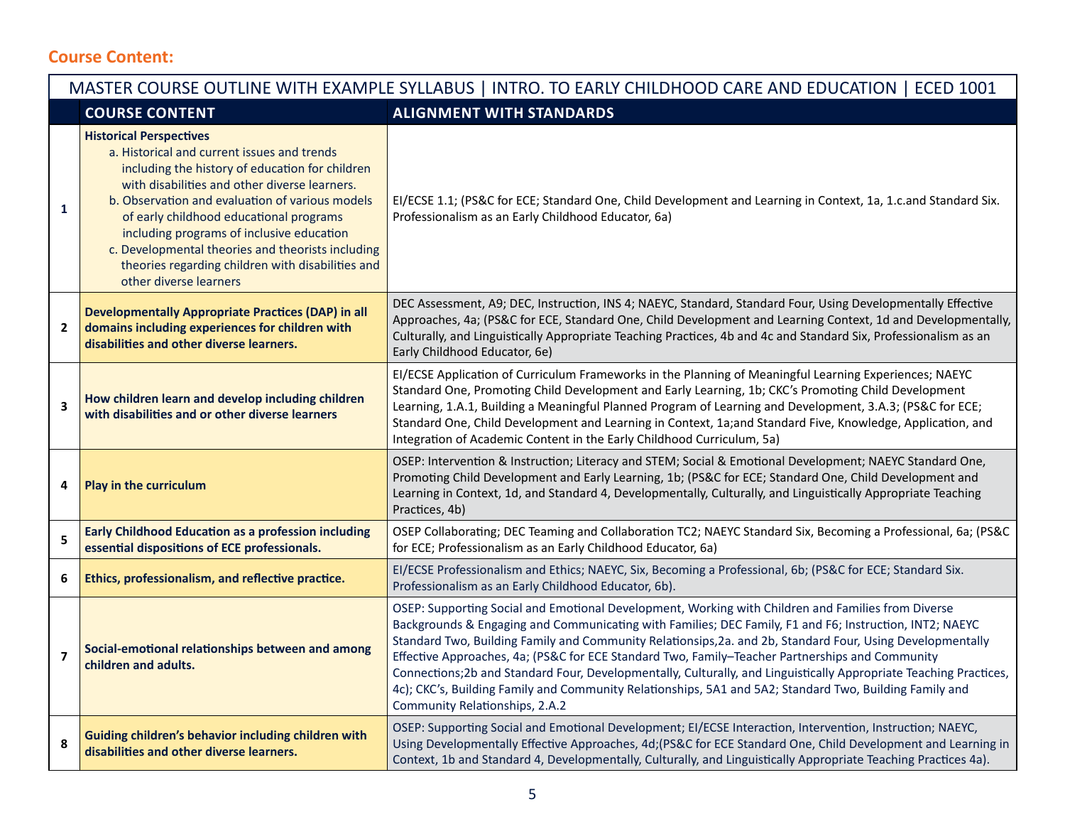## Course Content:

| MASTER COURSE OUTLINE WITH EXAMPLE SYLLABUS \| INTRO. TO EARLY CHILDHOOD CARE AND EDUCATION \| ECED 1001 | | |
|---|---|---|
| | **COURSE CONTENT** | **ALIGNMENT WITH STANDARDS** |
| **1** | **Historical Perspectives**<br>a. Historical and current issues and trends including the history of education for children with disabilities and other diverse learners.<br>b. Observation and evaluation of various models of early childhood educational programs including programs of inclusive education<br>c. Developmental theories and theorists including theories regarding children with disabilities and other diverse learners | EI/ECSE 1.1; (PS&C for ECE; Standard One, Child Development and Learning in Context, 1a, 1.c.and Standard Six. Professionalism as an Early Childhood Educator, 6a) |
| **2** | **Developmentally Appropriate Practices (DAP) in all domains including experiences for children with disabilities and other diverse learners.** | DEC Assessment, A9; DEC, Instruction, INS 4; NAEYC, Standard, Standard Four, Using Developmentally Effective Approaches, 4a; (PS&C for ECE, Standard One, Child Development and Learning Context, 1d and Developmentally, Culturally, and Linguistically Appropriate Teaching Practices, 4b and 4c and Standard Six, Professionalism as an Early Childhood Educator, 6e) |
| **3** | **How children learn and develop including children with disabilities and or other diverse learners** | EI/ECSE Application of Curriculum Frameworks in the Planning of Meaningful Learning Experiences; NAEYC Standard One, Promoting Child Development and Early Learning, 1b; CKC's Promoting Child Development Learning, 1.A.1, Building a Meaningful Planned Program of Learning and Development, 3.A.3; (PS&C for ECE; Standard One, Child Development and Learning in Context, 1a;and Standard Five, Knowledge, Application, and Integration of Academic Content in the Early Childhood Curriculum, 5a) |
| **4** | **Play in the curriculum** | OSEP: Intervention & Instruction; Literacy and STEM; Social & Emotional Development; NAEYC Standard One, Promoting Child Development and Early Learning, 1b; (PS&C for ECE; Standard One, Child Development and Learning in Context, 1d, and Standard 4, Developmentally, Culturally, and Linguistically Appropriate Teaching Practices, 4b) |
| **5** | **Early Childhood Education as a profession including essential dispositions of ECE professionals.** | OSEP Collaborating; DEC Teaming and Collaboration TC2; NAEYC Standard Six, Becoming a Professional, 6a; (PS&C for ECE; Professionalism as an Early Childhood Educator, 6a) |
| **6** | **Ethics, professionalism, and reflective practice.** | EI/ECSE Professionalism and Ethics; NAEYC, Six, Becoming a Professional, 6b; (PS&C for ECE; Standard Six. Professionalism as an Early Childhood Educator, 6b). |
| **7** | **Social-emotional relationships between and among children and adults.** | OSEP: Supporting Social and Emotional Development, Working with Children and Families from Diverse Backgrounds & Engaging and Communicating with Families; DEC Family, F1 and F6; Instruction, INT2; NAEYC Standard Two, Building Family and Community Relationsips,2a. and 2b, Standard Four, Using Developmentally Effective Approaches, 4a; (PS&C for ECE Standard Two, Family–Teacher Partnerships and Community Connections;2b and Standard Four, Developmentally, Culturally, and Linguistically Appropriate Teaching Practices, 4c); CKC's, Building Family and Community Relationships, 5A1 and 5A2; Standard Two, Building Family and Community Relationships, 2.A.2 |
| **8** | **Guiding children's behavior including children with disabilities and other diverse learners.** | OSEP: Supporting Social and Emotional Development; EI/ECSE Interaction, Intervention, Instruction; NAEYC, Using Developmentally Effective Approaches, 4d;(PS&C for ECE Standard One, Child Development and Learning in Context, 1b and Standard 4, Developmentally, Culturally, and Linguistically Appropriate Teaching Practices 4a). |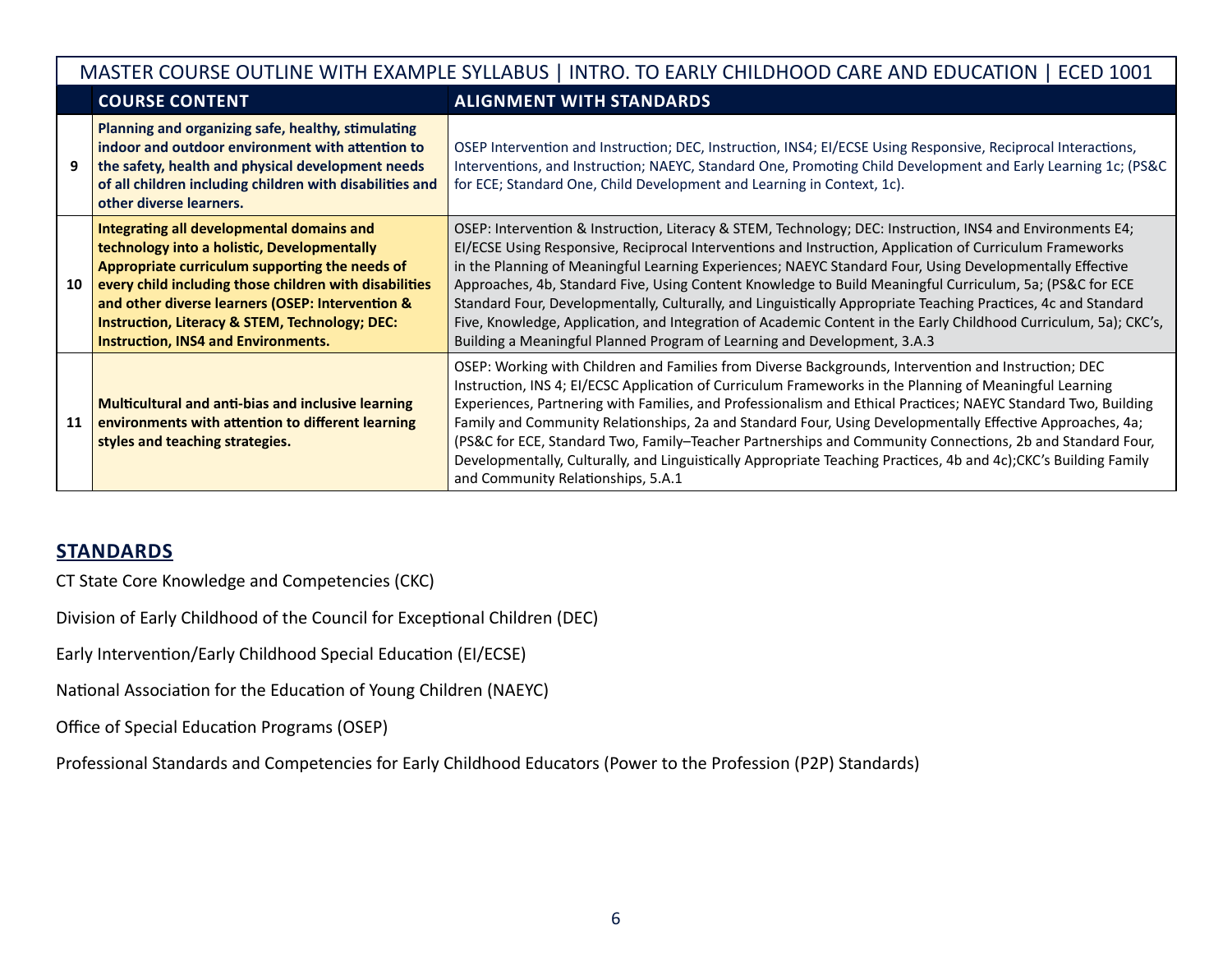| MASTER COURSE OUTLINE WITH EXAMPLE SYLLABUS \| INTRO. TO EARLY CHILDHOOD CARE AND EDUCATION \| ECED 1001 | | |
|---|---|---|
| | **COURSE CONTENT** | **ALIGNMENT WITH STANDARDS** |
| 9 | **Planning and organizing safe, healthy, stimulating indoor and outdoor environment with attention to the safety, health and physical development needs of all children including children with disabilities and other diverse learners.** | OSEP Intervention and Instruction; DEC, Instruction, INS4; EI/ECSE Using Responsive, Reciprocal Interactions, Interventions, and Instruction; NAEYC, Standard One, Promoting Child Development and Early Learning 1c; (PS&C for ECE; Standard One, Child Development and Learning in Context, 1c). |
| 10 | **Integrating all developmental domains and technology into a holistic, Developmentally Appropriate curriculum supporting the needs of every child including those children with disabilities and other diverse learners (OSEP: Intervention & Instruction, Literacy & STEM, Technology; DEC: Instruction, INS4 and Environments.** | OSEP: Intervention & Instruction, Literacy & STEM, Technology; DEC: Instruction, INS4 and Environments E4; EI/ECSE Using Responsive, Reciprocal Interventions and Instruction, Application of Curriculum Frameworks in the Planning of Meaningful Learning Experiences; NAEYC Standard Four, Using Developmentally Effective Approaches, 4b, Standard Five, Using Content Knowledge to Build Meaningful Curriculum, 5a; (PS&C for ECE Standard Four, Developmentally, Culturally, and Linguistically Appropriate Teaching Practices, 4c and Standard Five, Knowledge, Application, and Integration of Academic Content in the Early Childhood Curriculum, 5a); CKC's, Building a Meaningful Planned Program of Learning and Development, 3.A.3 |
| 11 | **Multicultural and anti-bias and inclusive learning environments with attention to different learning styles and teaching strategies.** | OSEP: Working with Children and Families from Diverse Backgrounds, Intervention and Instruction; DEC Instruction, INS 4; EI/ECSC Application of Curriculum Frameworks in the Planning of Meaningful Learning Experiences, Partnering with Families, and Professionalism and Ethical Practices; NAEYC Standard Two, Building Family and Community Relationships, 2a and Standard Four, Using Developmentally Effective Approaches, 4a; (PS&C for ECE, Standard Two, Family–Teacher Partnerships and Community Connections, 2b and Standard Four, Developmentally, Culturally, and Linguistically Appropriate Teaching Practices, 4b and 4c);CKC's Building Family and Community Relationships, 5.A.1 |

## STANDARDS

CT State Core Knowledge and Competencies (CKC)

Division of Early Childhood of the Council for Exceptional Children (DEC)

Early Intervention/Early Childhood Special Education (EI/ECSE)

National Association for the Education of Young Children (NAEYC)

Office of Special Education Programs (OSEP)

Professional Standards and Competencies for Early Childhood Educators (Power to the Profession (P2P) Standards)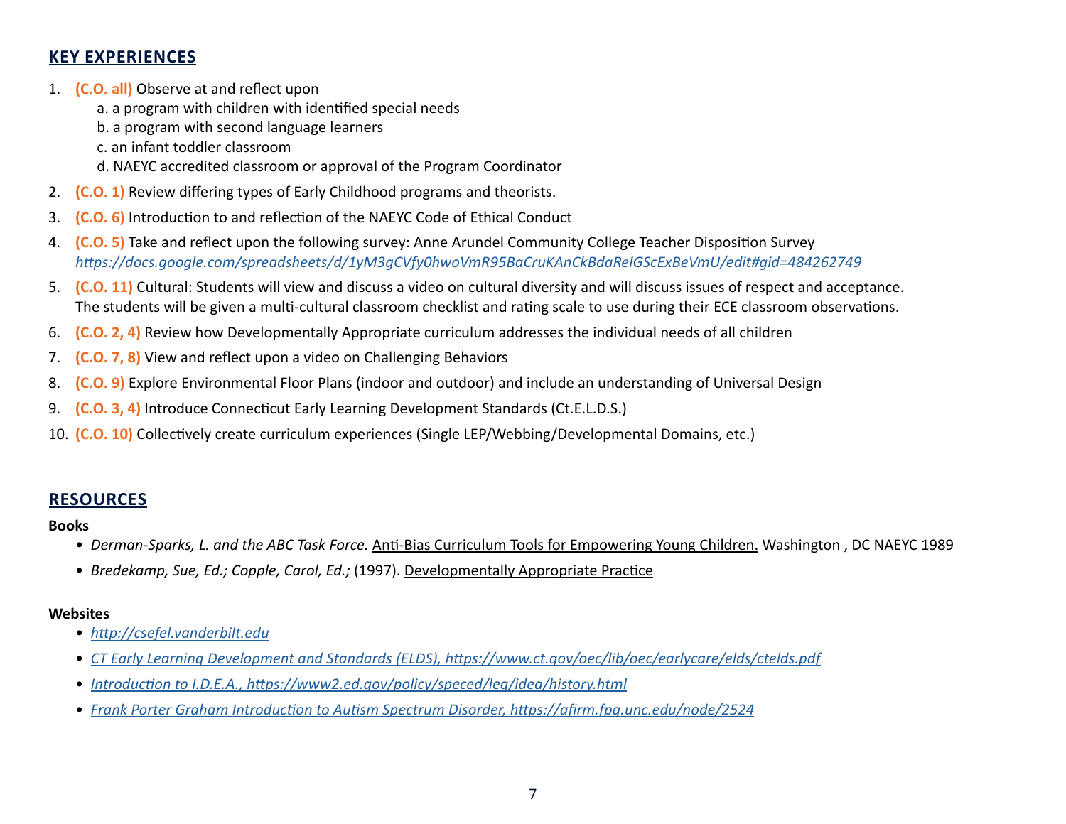## KEY EXPERIENCES

1. **(C.O. all)** Observe at and reflect upon
   a. a program with children with identified special needs
   b. a program with second language learners
   c. an infant toddler classroom
   d. NAEYC accredited classroom or approval of the Program Coordinator
2. **(C.O. 1)** Review differing types of Early Childhood programs and theorists.
3. **(C.O. 6)** Introduction to and reflection of the NAEYC Code of Ethical Conduct
4. **(C.O. 5)** Take and reflect upon the following survey: Anne Arundel Community College Teacher Disposition Survey *https://docs.google.com/spreadsheets/d/1yM3gCVfy0hwoVmR95BaCruKAnCkBdaRelGScExBeVmU/edit#gid=484262749*
5. **(C.O. 11)** Cultural: Students will view and discuss a video on cultural diversity and will discuss issues of respect and acceptance. The students will be given a multi-cultural classroom checklist and rating scale to use during their ECE classroom observations.
6. **(C.O. 2, 4)** Review how Developmentally Appropriate curriculum addresses the individual needs of all children
7. **(C.O. 7, 8)** View and reflect upon a video on Challenging Behaviors
8. **(C.O. 9)** Explore Environmental Floor Plans (indoor and outdoor) and include an understanding of Universal Design
9. **(C.O. 3, 4)** Introduce Connecticut Early Learning Development Standards (Ct.E.L.D.S.)
10. **(C.O. 10)** Collectively create curriculum experiences (Single LEP/Webbing/Developmental Domains, etc.)

## RESOURCES

**Books**

- *Derman-Sparks, L. and the ABC Task Force.* Anti-Bias Curriculum Tools for Empowering Young Children. Washington , DC NAEYC 1989
- *Bredekamp, Sue, Ed.; Copple, Carol, Ed.;* (1997). Developmentally Appropriate Practice

**Websites**

- *http://csefel.vanderbilt.edu*
- *CT Early Learning Development and Standards (ELDS), https://www.ct.gov/oec/lib/oec/earlycare/elds/ctelds.pdf*
- *Introduction to I.D.E.A., https://www2.ed.gov/policy/speced/leg/idea/history.html*
- *Frank Porter Graham Introduction to Autism Spectrum Disorder, https://afirm.fpg.unc.edu/node/2524*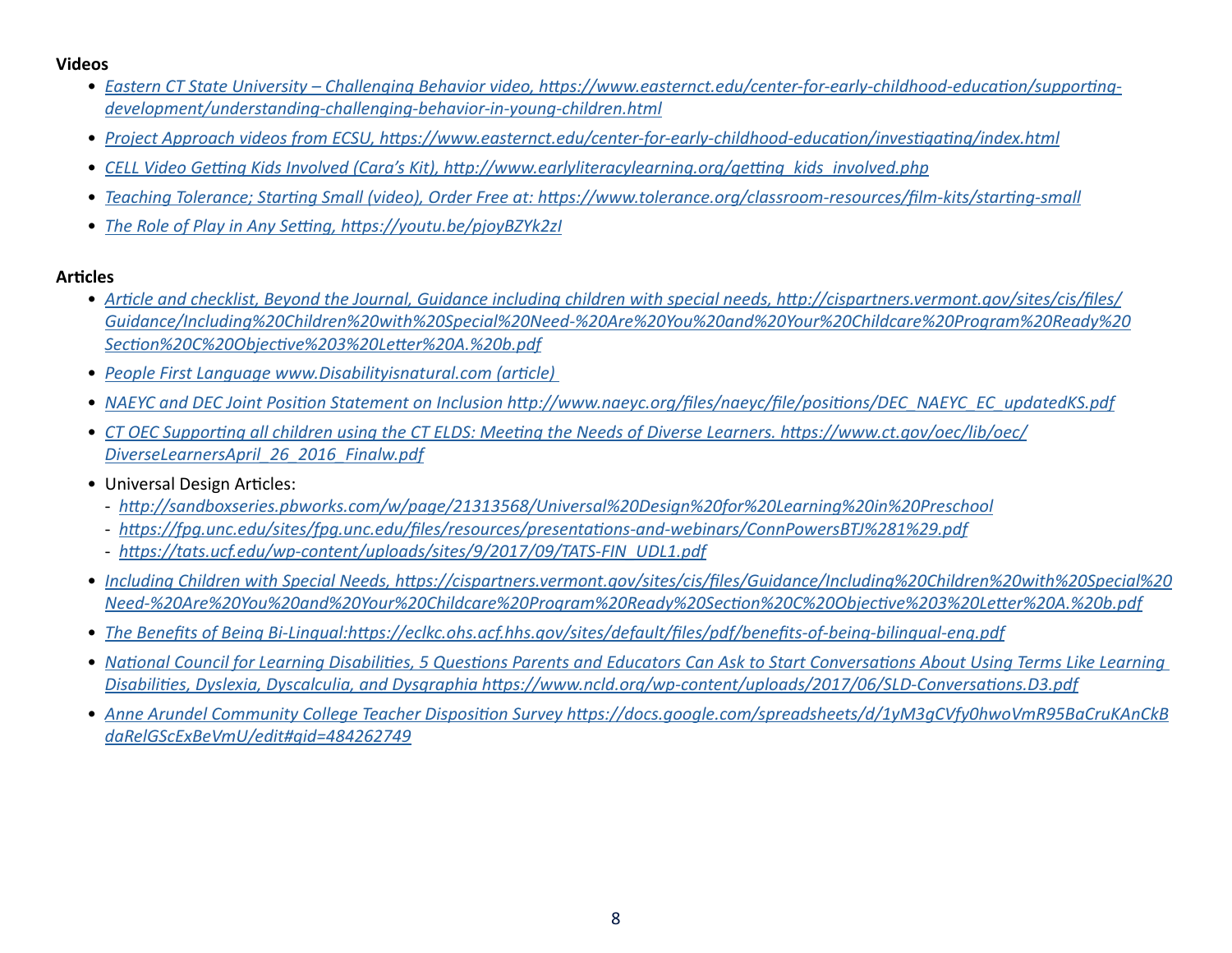**Videos**

- *Eastern CT State University – Challenging Behavior video, https://www.easternct.edu/center-for-early-childhood-education/supporting-development/understanding-challenging-behavior-in-young-children.html*
- *Project Approach videos from ECSU, https://www.easternct.edu/center-for-early-childhood-education/investigating/index.html*
- *CELL Video Getting Kids Involved (Cara's Kit), http://www.earlyliteracylearning.org/getting_kids_involved.php*
- *Teaching Tolerance; Starting Small (video), Order Free at: https://www.tolerance.org/classroom-resources/film-kits/starting-small*
- *The Role of Play in Any Setting, https://youtu.be/pjoyBZYk2zI*

**Articles**

- *Article and checklist, Beyond the Journal, Guidance including children with special needs, http://cispartners.vermont.gov/sites/cis/files/Guidance/Including%20Children%20with%20Special%20Need-%20Are%20You%20and%20Your%20Childcare%20Program%20Ready%20Section%20C%20Objective%203%20Letter%20A.%20b.pdf*
- *People First Language www.Disabilityisnatural.com (article)*
- *NAEYC and DEC Joint Position Statement on Inclusion http://www.naeyc.org/files/naeyc/file/positions/DEC_NAEYC_EC_updatedKS.pdf*
- *CT OEC Supporting all children using the CT ELDS: Meeting the Needs of Diverse Learners. https://www.ct.gov/oec/lib/oec/DiverseLearnersApril_26_2016_Finalw.pdf*
- Universal Design Articles:
  - *http://sandboxseries.pbworks.com/w/page/21313568/Universal%20Design%20for%20Learning%20in%20Preschool*
  - *https://fpg.unc.edu/sites/fpg.unc.edu/files/resources/presentations-and-webinars/ConnPowersBTJ%281%29.pdf*
  - *https://tats.ucf.edu/wp-content/uploads/sites/9/2017/09/TATS-FIN_UDL1.pdf*
- *Including Children with Special Needs, https://cispartners.vermont.gov/sites/cis/files/Guidance/Including%20Children%20with%20Special%20Need-%20Are%20You%20and%20Your%20Childcare%20Program%20Ready%20Section%20C%20Objective%203%20Letter%20A.%20b.pdf*
- *The Benefits of Being Bi-Lingual:https://eclkc.ohs.acf.hhs.gov/sites/default/files/pdf/benefits-of-being-bilingual-eng.pdf*
- *National Council for Learning Disabilities, 5 Questions Parents and Educators Can Ask to Start Conversations About Using Terms Like Learning Disabilities, Dyslexia, Dyscalculia, and Dysgraphia https://www.ncld.org/wp-content/uploads/2017/06/SLD-Conversations.D3.pdf*
- *Anne Arundel Community College Teacher Disposition Survey https://docs.google.com/spreadsheets/d/1yM3gCVfy0hwoVmR95BaCruKAnCkBdaRelGScExBeVmU/edit#gid=484262749*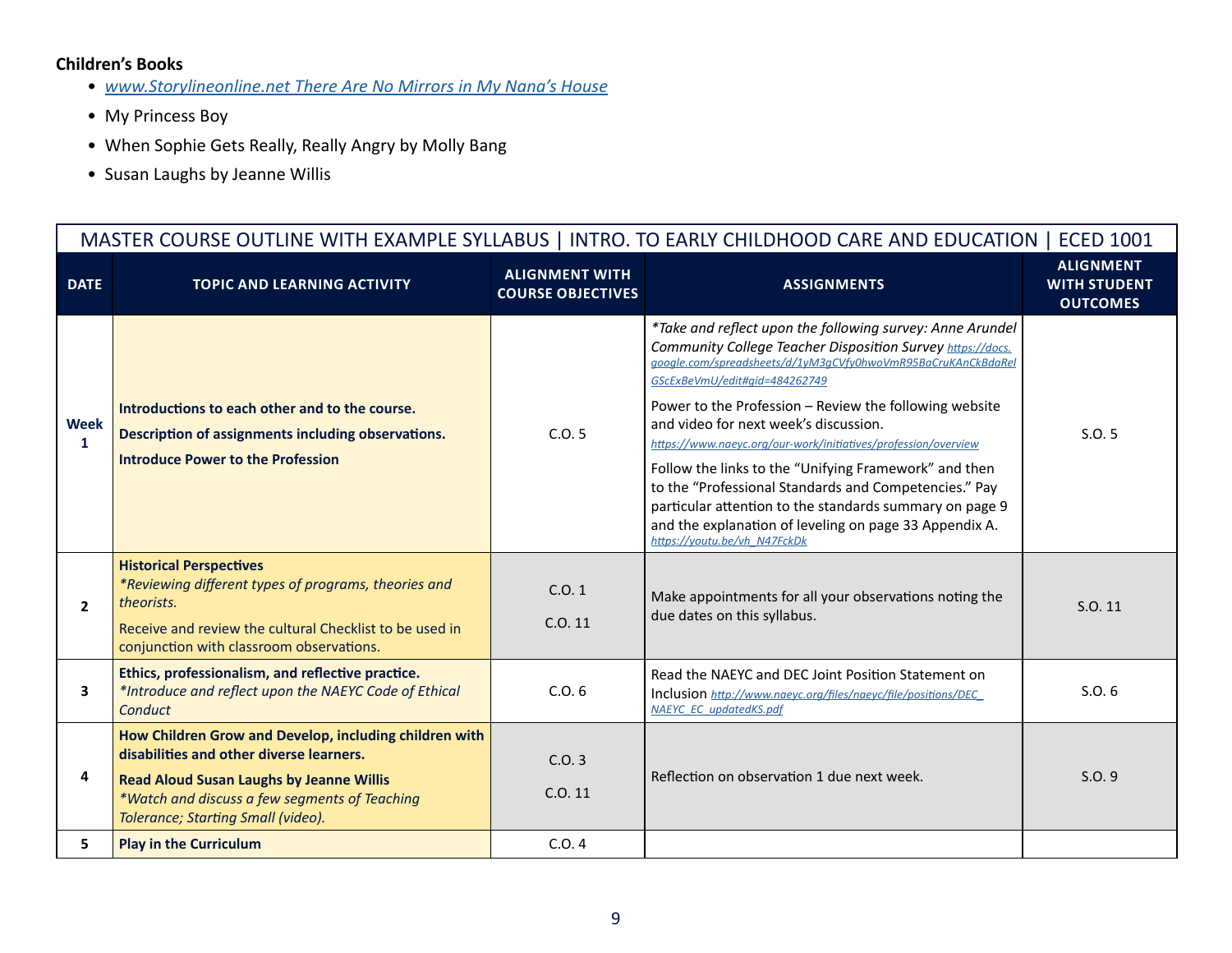**Children's Books**

- *www.Storylineonline.net There Are No Mirrors in My Nana's House*
- My Princess Boy
- When Sophie Gets Really, Really Angry by Molly Bang
- Susan Laughs by Jeanne Willis

| MASTER COURSE OUTLINE WITH EXAMPLE SYLLABUS \| INTRO. TO EARLY CHILDHOOD CARE AND EDUCATION \| ECED 1001 | | | | |
|---|---|---|---|---|
| **DATE** | **TOPIC AND LEARNING ACTIVITY** | **ALIGNMENT WITH COURSE OBJECTIVES** | **ASSIGNMENTS** | **ALIGNMENT WITH STUDENT OUTCOMES** |
| **Week 1** | **Introductions to each other and to the course.** **Description of assignments including observations.** **Introduce Power to the Profession** | C.O. 5 | *\*Take and reflect upon the following survey: Anne Arundel Community College Teacher Disposition Survey https://docs.google.com/spreadsheets/d/1yM3gCVfy0hwoVmR95BaCruKAnCkBdaRelGScExBeVmU/edit#gid=484262749* Power to the Profession – Review the following website and video for next week's discussion. *https://www.naeyc.org/our-work/initiatives/profession/overview* Follow the links to the "Unifying Framework" and then to the "Professional Standards and Competencies." Pay particular attention to the standards summary on page 9 and the explanation of leveling on page 33 Appendix A. *https://youtu.be/vh_N47FckDk* | S.O. 5 |
| **2** | **Historical Perspectives** *\*Reviewing different types of programs, theories and theorists.* Receive and review the cultural Checklist to be used in conjunction with classroom observations. | C.O. 1 C.O. 11 | Make appointments for all your observations noting the due dates on this syllabus. | S.O. 11 |
| **3** | **Ethics, professionalism, and reflective practice.** *\*Introduce and reflect upon the NAEYC Code of Ethical Conduct* | C.O. 6 | Read the NAEYC and DEC Joint Position Statement on Inclusion *http://www.naeyc.org/files/naeyc/file/positions/DEC_NAEYC_EC_updatedKS.pdf* | S.O. 6 |
| **4** | **How Children Grow and Develop, including children with disabilities and other diverse learners.** **Read Aloud Susan Laughs by Jeanne Willis** *\*Watch and discuss a few segments of Teaching Tolerance; Starting Small (video).* | C.O. 3 C.O. 11 | Reflection on observation 1 due next week. | S.O. 9 |
| **5** | **Play in the Curriculum** | C.O. 4 | | |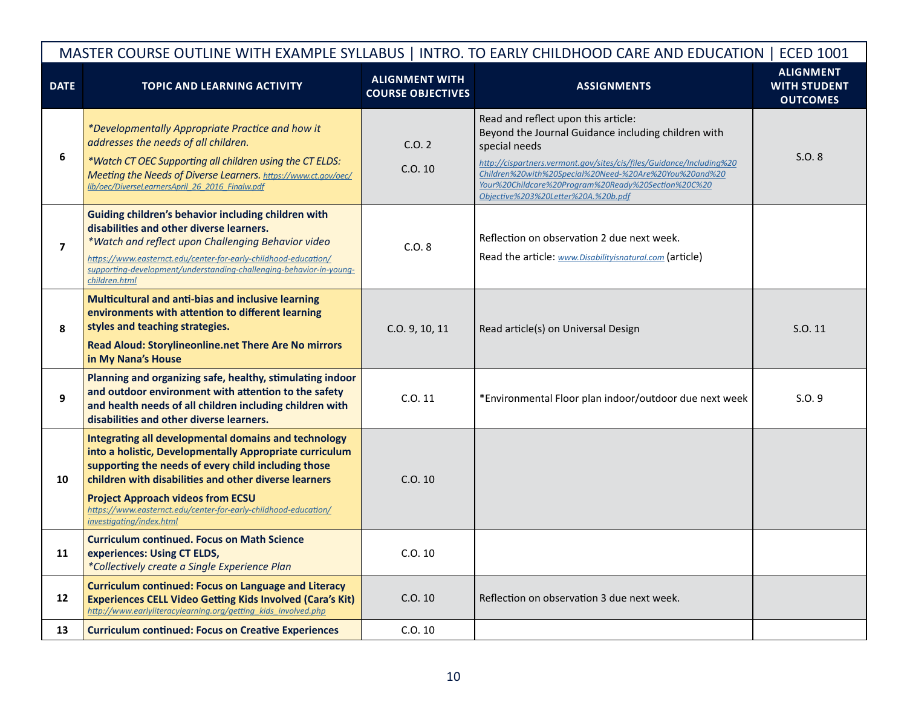| MASTER COURSE OUTLINE WITH EXAMPLE SYLLABUS \| INTRO. TO EARLY CHILDHOOD CARE AND EDUCATION \| ECED 1001 | | | | |
|---|---|---|---|---|
| **DATE** | **TOPIC AND LEARNING ACTIVITY** | **ALIGNMENT WITH COURSE OBJECTIVES** | **ASSIGNMENTS** | **ALIGNMENT WITH STUDENT OUTCOMES** |
| **6** | *\*Developmentally Appropriate Practice and how it addresses the needs of all children.* *\*Watch CT OEC Supporting all children using the CT ELDS: Meeting the Needs of Diverse Learners.* *https://www.ct.gov/oec/lib/oec/DiverseLearnersApril_26_2016_Finalw.pdf* | C.O. 2 C.O. 10 | Read and reflect upon this article: Beyond the Journal Guidance including children with special needs *http://cispartners.vermont.gov/sites/cis/files/Guidance/Including%20Children%20with%20Special%20Need-%20Are%20You%20and%20Your%20Childcare%20Program%20Ready%20Section%20C%20Objective%203%20Letter%20A.%20b.pdf* | S.O. 8 |
| **7** | **Guiding children's behavior including children with disabilities and other diverse learners.** *\*Watch and reflect upon Challenging Behavior video* *https://www.easternct.edu/center-for-early-childhood-education/supporting-development/understanding-challenging-behavior-in-young-children.html* | C.O. 8 | Reflection on observation 2 due next week. Read the article: *www.Disabilityisnatural.com* (article) | |
| **8** | **Multicultural and anti-bias and inclusive learning environments with attention to different learning styles and teaching strategies.** **Read Aloud: Storylineonline.net There Are No mirrors in My Nana's House** | C.O. 9, 10, 11 | Read article(s) on Universal Design | S.O. 11 |
| **9** | **Planning and organizing safe, healthy, stimulating indoor and outdoor environment with attention to the safety and health needs of all children including children with disabilities and other diverse learners.** | C.O. 11 | \*Environmental Floor plan indoor/outdoor due next week | S.O. 9 |
| **10** | **Integrating all developmental domains and technology into a holistic, Developmentally Appropriate curriculum supporting the needs of every child including those children with disabilities and other diverse learners** **Project Approach videos from ECSU** *https://www.easternct.edu/center-for-early-childhood-education/investigating/index.html* | C.O. 10 | | |
| **11** | **Curriculum continued. Focus on Math Science experiences: Using CT ELDS,** *\*Collectively create a Single Experience Plan* | C.O. 10 | | |
| **12** | **Curriculum continued: Focus on Language and Literacy Experiences CELL Video Getting Kids Involved (Cara's Kit)** *http://www.earlyliteracylearning.org/getting_kids_involved.php* | C.O. 10 | Reflection on observation 3 due next week. | |
| **13** | **Curriculum continued: Focus on Creative Experiences** | C.O. 10 | | |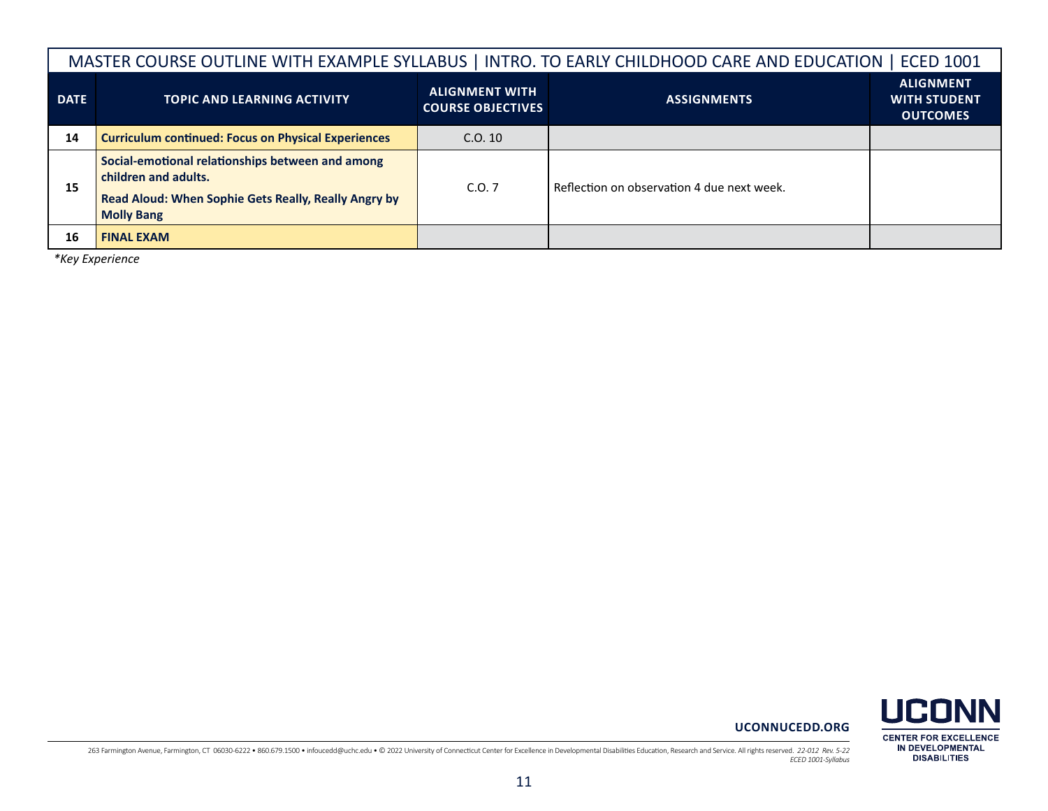| DATE | TOPIC AND LEARNING ACTIVITY | ALIGNMENT WITH COURSE OBJECTIVES | ASSIGNMENTS | ALIGNMENT WITH STUDENT OUTCOMES |
|---|---|---|---|---|
| 14 | **Curriculum continued: Focus on Physical Experiences** | C.O. 10 | | |
| 15 | **Social-emotional relationships between and among children and adults.** **Read Aloud: When Sophie Gets Really, Really Angry by Molly Bang** | C.O. 7 | Reflection on observation 4 due next week. | |
| 16 | **FINAL EXAM** | | | |

*\*Key Experience*

263 Farmington Avenue, Farmington, CT 06030-6222 • 860.679.1500 • infoucedd@uchc.edu • © 2022 University of Connecticut Center for Excellence in Developmental Disabilities Education, Research and Service. All rights reserved. *22-012 Rev. 5-22 ECED 1001-Syllabus*